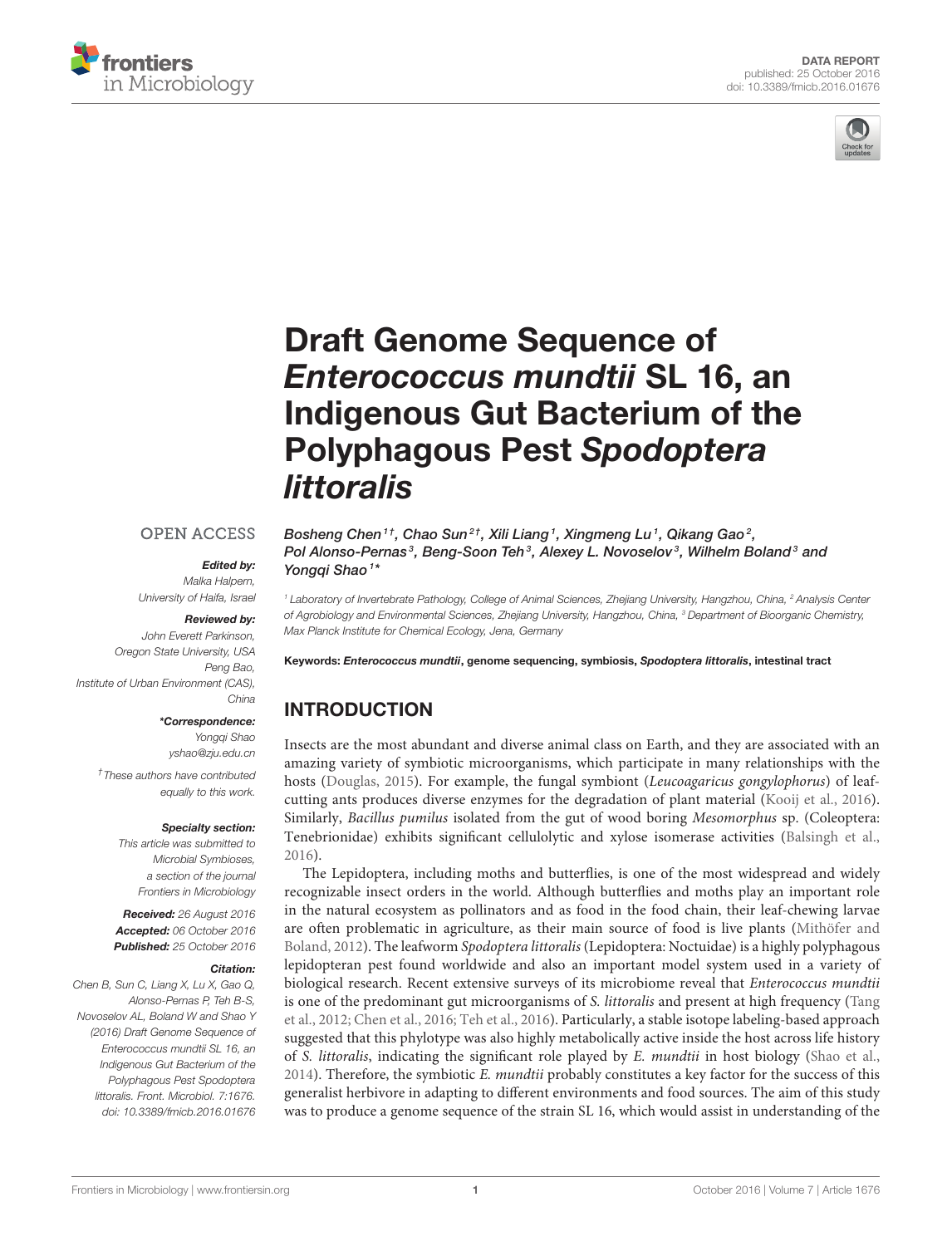DATA REPORT
published: 25 October 2016
doi: 10.3389/fmicb.2016.01676

# Draft Genome Sequence of *Enterococcus mundtii* SL 16, an Indigenous Gut Bacterium of the Polyphagous Pest *Spodoptera littoralis*

Bosheng Chen[1†], Chao Sun[2†], Xili Liang[1], Xingmeng Lu[1], Qikang Gao[2], Pol Alonso-Pernas[3], Beng-Soon Teh[3], Alexey L. Novoselov[3], Wilhelm Boland[3] and Yongqi Shao[1*]

[1] Laboratory of Invertebrate Pathology, College of Animal Sciences, Zhejiang University, Hangzhou, China, [2] Analysis Center of Agrobiology and Environmental Sciences, Zhejiang University, Hangzhou, China, [3] Department of Bioorganic Chemistry, Max Planck Institute for Chemical Ecology, Jena, Germany

OPEN ACCESS

***Edited by:***
Malka Halpern,
University of Haifa, Israel

***Reviewed by:***
John Everett Parkinson,
Oregon State University, USA
Peng Bao,
Institute of Urban Environment (CAS), China

***\*Correspondence:***
Yongqi Shao
yshao@zju.edu.cn

†These authors have contributed equally to this work.

***Specialty section:***
This article was submitted to Microbial Symbioses, a section of the journal Frontiers in Microbiology

***Received:*** 26 August 2016
***Accepted:*** 06 October 2016
***Published:*** 25 October 2016

***Citation:***
Chen B, Sun C, Liang X, Lu X, Gao Q, Alonso-Pernas P, Teh B-S, Novoselov AL, Boland W and Shao Y (2016) Draft Genome Sequence of Enterococcus mundtii SL 16, an Indigenous Gut Bacterium of the Polyphagous Pest Spodoptera littoralis. Front. Microbiol. 7:1676. doi: 10.3389/fmicb.2016.01676

**Keywords:** ***Enterococcus mundtii*, genome sequencing, symbiosis, *Spodoptera littoralis*, intestinal tract**

## INTRODUCTION

Insects are the most abundant and diverse animal class on Earth, and they are associated with an amazing variety of symbiotic microorganisms, which participate in many relationships with the hosts (Douglas, 2015). For example, the fungal symbiont (*Leucoagaricus gongylophorus*) of leaf-cutting ants produces diverse enzymes for the degradation of plant material (Kooij et al., 2016). Similarly, *Bacillus pumilus* isolated from the gut of wood boring *Mesomorphus* sp. (Coleoptera: Tenebrionidae) exhibits significant cellulolytic and xylose isomerase activities (Balsingh et al., 2016).

The Lepidoptera, including moths and butterflies, is one of the most widespread and widely recognizable insect orders in the world. Although butterflies and moths play an important role in the natural ecosystem as pollinators and as food in the food chain, their leaf-chewing larvae are often problematic in agriculture, as their main source of food is live plants (Mithöfer and Boland, 2012). The leafworm *Spodoptera littoralis* (Lepidoptera: Noctuidae) is a highly polyphagous lepidopteran pest found worldwide and also an important model system used in a variety of biological research. Recent extensive surveys of its microbiome reveal that *Enterococcus mundtii* is one of the predominant gut microorganisms of *S. littoralis* and present at high frequency (Tang et al., 2012; Chen et al., 2016; Teh et al., 2016). Particularly, a stable isotope labeling-based approach suggested that this phylotype was also highly metabolically active inside the host across life history of *S. littoralis*, indicating the significant role played by *E. mundtii* in host biology (Shao et al., 2014). Therefore, the symbiotic *E. mundtii* probably constitutes a key factor for the success of this generalist herbivore in adapting to different environments and food sources. The aim of this study was to produce a genome sequence of the strain SL 16, which would assist in understanding of the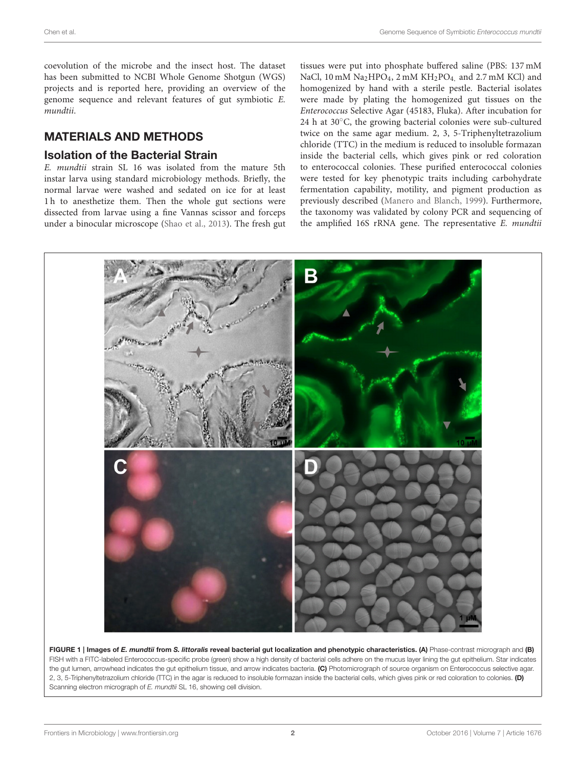coevolution of the microbe and the insect host. The dataset has been submitted to NCBI Whole Genome Shotgun (WGS) projects and is reported here, providing an overview of the genome sequence and relevant features of gut symbiotic *E. mundtii*.

## MATERIALS AND METHODS

### Isolation of the Bacterial Strain

*E. mundtii* strain SL 16 was isolated from the mature 5th instar larva using standard microbiology methods. Briefly, the normal larvae were washed and sedated on ice for at least 1 h to anesthetize them. Then the whole gut sections were dissected from larvae using a fine Vannas scissor and forceps under a binocular microscope (Shao et al., 2013). The fresh gut tissues were put into phosphate buffered saline (PBS: 137 mM NaCl, 10 mM $Na_2HPO_4$, 2 mM $KH_2PO_4$, and 2.7 mM KCl) and homogenized by hand with a sterile pestle. Bacterial isolates were made by plating the homogenized gut tissues on the *Enterococcus* Selective Agar (45183, Fluka). After incubation for 24 h at 30°C, the growing bacterial colonies were sub-cultured twice on the same agar medium. 2, 3, 5-Triphenyltetrazolium chloride (TTC) in the medium is reduced to insoluble formazan inside the bacterial cells, which gives pink or red coloration to enterococcal colonies. These purified enterococcal colonies were tested for key phenotypic traits including carbohydrate fermentation capability, motility, and pigment production as previously described (Manero and Blanch, 1999). Furthermore, the taxonomy was validated by colony PCR and sequencing of the amplified 16S rRNA gene. The representative *E. mundtii*

**FIGURE 1 | Images of *E. mundtii* from *S. littoralis* reveal bacterial gut localization and phenotypic characteristics. (A)** Phase-contrast micrograph and **(B)** FISH with a FITC-labeled Enterococcus-specific probe (green) show a high density of bacterial cells adhere on the mucus layer lining the gut epithelium. Star indicates the gut lumen, arrowhead indicates the gut epithelium tissue, and arrow indicates bacteria. **(C)** Photomicrograph of source organism on Enterococcus selective agar. 2, 3, 5-Triphenyltetrazolium chloride (TTC) in the agar is reduced to insoluble formazan inside the bacterial cells, which gives pink or red coloration to colonies. **(D)** Scanning electron micrograph of *E. mundtii* SL 16, showing cell division.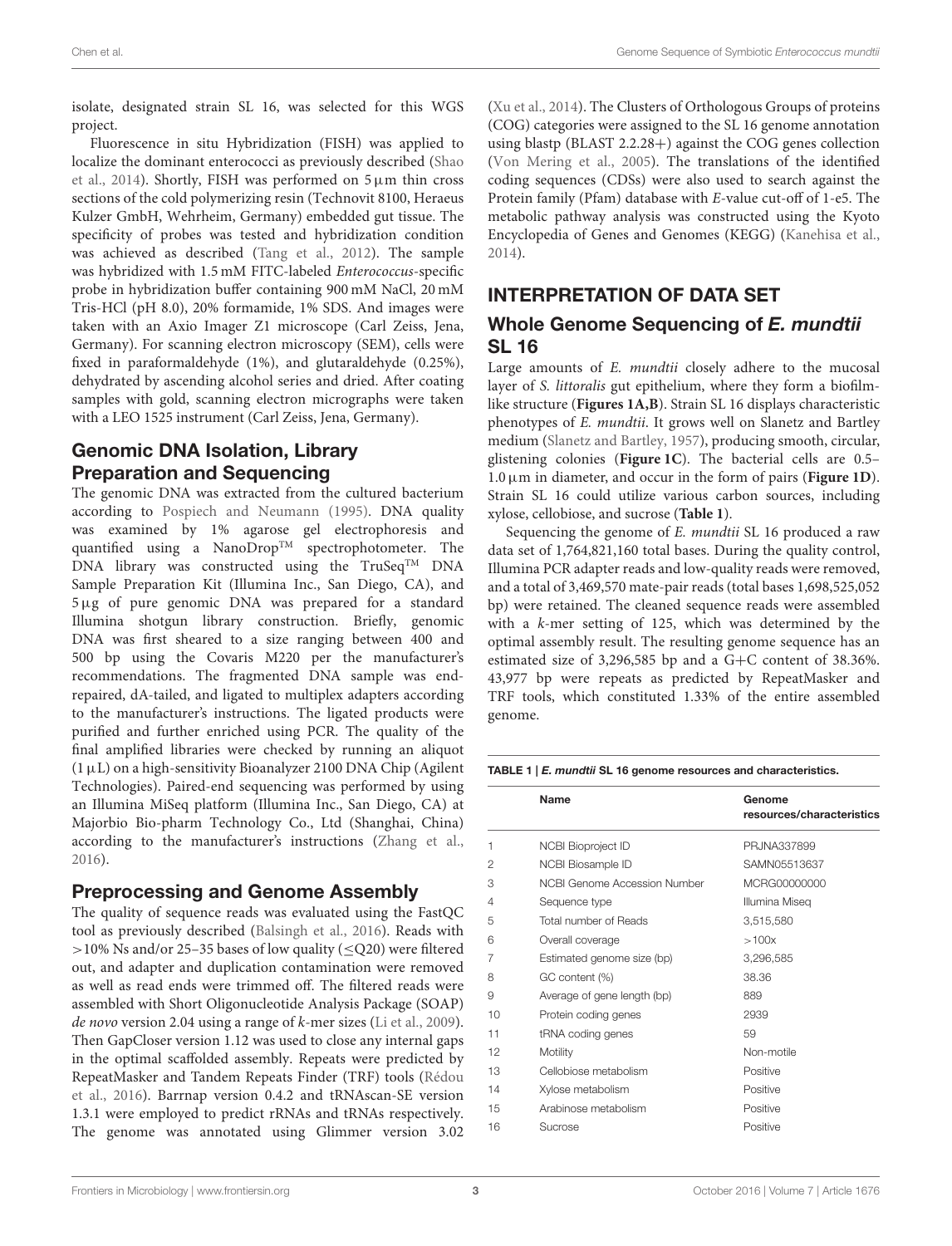isolate, designated strain SL 16, was selected for this WGS project.

Fluorescence in situ Hybridization (FISH) was applied to localize the dominant enterococci as previously described (Shao et al., 2014). Shortly, FISH was performed on 5 μm thin cross sections of the cold polymerizing resin (Technovit 8100, Heraeus Kulzer GmbH, Wehrheim, Germany) embedded gut tissue. The specificity of probes was tested and hybridization condition was achieved as described (Tang et al., 2012). The sample was hybridized with 1.5 mM FITC-labeled *Enterococcus*-specific probe in hybridization buffer containing 900 mM NaCl, 20 mM Tris-HCl (pH 8.0), 20% formamide, 1% SDS. And images were taken with an Axio Imager Z1 microscope (Carl Zeiss, Jena, Germany). For scanning electron microscopy (SEM), cells were fixed in paraformaldehyde (1%), and glutaraldehyde (0.25%), dehydrated by ascending alcohol series and dried. After coating samples with gold, scanning electron micrographs were taken with a LEO 1525 instrument (Carl Zeiss, Jena, Germany).

## Genomic DNA Isolation, Library Preparation and Sequencing

The genomic DNA was extracted from the cultured bacterium according to Pospiech and Neumann (1995). DNA quality was examined by 1% agarose gel electrophoresis and quantified using a NanoDrop™ spectrophotometer. The DNA library was constructed using the TruSeq™ DNA Sample Preparation Kit (Illumina Inc., San Diego, CA), and 5 μg of pure genomic DNA was prepared for a standard Illumina shotgun library construction. Briefly, genomic DNA was first sheared to a size ranging between 400 and 500 bp using the Covaris M220 per the manufacturer's recommendations. The fragmented DNA sample was end-repaired, dA-tailed, and ligated to multiplex adapters according to the manufacturer's instructions. The ligated products were purified and further enriched using PCR. The quality of the final amplified libraries were checked by running an aliquot (1 μL) on a high-sensitivity Bioanalyzer 2100 DNA Chip (Agilent Technologies). Paired-end sequencing was performed by using an Illumina MiSeq platform (Illumina Inc., San Diego, CA) at Majorbio Bio-pharm Technology Co., Ltd (Shanghai, China) according to the manufacturer's instructions (Zhang et al., 2016).

## Preprocessing and Genome Assembly

The quality of sequence reads was evaluated using the FastQC tool as previously described (Balsingh et al., 2016). Reads with >10% Ns and/or 25–35 bases of low quality (≤Q20) were filtered out, and adapter and duplication contamination were removed as well as read ends were trimmed off. The filtered reads were assembled with Short Oligonucleotide Analysis Package (SOAP) *de novo* version 2.04 using a range of *k*-mer sizes (Li et al., 2009). Then GapCloser version 1.12 was used to close any internal gaps in the optimal scaffolded assembly. Repeats were predicted by RepeatMasker and Tandem Repeats Finder (TRF) tools (Rédou et al., 2016). Barrnap version 0.4.2 and tRNAscan-SE version 1.3.1 were employed to predict rRNAs and tRNAs respectively. The genome was annotated using Glimmer version 3.02 (Xu et al., 2014). The Clusters of Orthologous Groups of proteins (COG) categories were assigned to the SL 16 genome annotation using blastp (BLAST 2.2.28+) against the COG genes collection (Von Mering et al., 2005). The translations of the identified coding sequences (CDSs) were also used to search against the Protein family (Pfam) database with *E*-value cut-off of 1-e5. The metabolic pathway analysis was constructed using the Kyoto Encyclopedia of Genes and Genomes (KEGG) (Kanehisa et al., 2014).

# INTERPRETATION OF DATA SET

## Whole Genome Sequencing of *E. mundtii* SL 16

Large amounts of *E. mundtii* closely adhere to the mucosal layer of *S. littoralis* gut epithelium, where they form a biofilm-like structure (**Figures 1A,B**). Strain SL 16 displays characteristic phenotypes of *E. mundtii*. It grows well on Slanetz and Bartley medium (Slanetz and Bartley, 1957), producing smooth, circular, glistening colonies (**Figure 1C**). The bacterial cells are 0.5–1.0 μm in diameter, and occur in the form of pairs (**Figure 1D**). Strain SL 16 could utilize various carbon sources, including xylose, cellobiose, and sucrose (**Table 1**).

Sequencing the genome of *E. mundtii* SL 16 produced a raw data set of 1,764,821,160 total bases. During the quality control, Illumina PCR adapter reads and low-quality reads were removed, and a total of 3,469,570 mate-pair reads (total bases 1,698,525,052 bp) were retained. The cleaned sequence reads were assembled with a *k*-mer setting of 125, which was determined by the optimal assembly result. The resulting genome sequence has an estimated size of 3,296,585 bp and a G+C content of 38.36%. 43,977 bp were repeats as predicted by RepeatMasker and TRF tools, which constituted 1.33% of the entire assembled genome.

**TABLE 1 | *E. mundtii* SL 16 genome resources and characteristics.**

| | Name | Genome resources/characteristics |
|---|---|---|
| 1 | NCBI Bioproject ID | PRJNA337899 |
| 2 | NCBI Biosample ID | SAMN05513637 |
| 3 | NCBI Genome Accession Number | MCRG00000000 |
| 4 | Sequence type | Illumina Miseq |
| 5 | Total number of Reads | 3,515,580 |
| 6 | Overall coverage | >100x |
| 7 | Estimated genome size (bp) | 3,296,585 |
| 8 | GC content (%) | 38.36 |
| 9 | Average of gene length (bp) | 889 |
| 10 | Protein coding genes | 2939 |
| 11 | tRNA coding genes | 59 |
| 12 | Motility | Non-motile |
| 13 | Cellobiose metabolism | Positive |
| 14 | Xylose metabolism | Positive |
| 15 | Arabinose metabolism | Positive |
| 16 | Sucrose | Positive |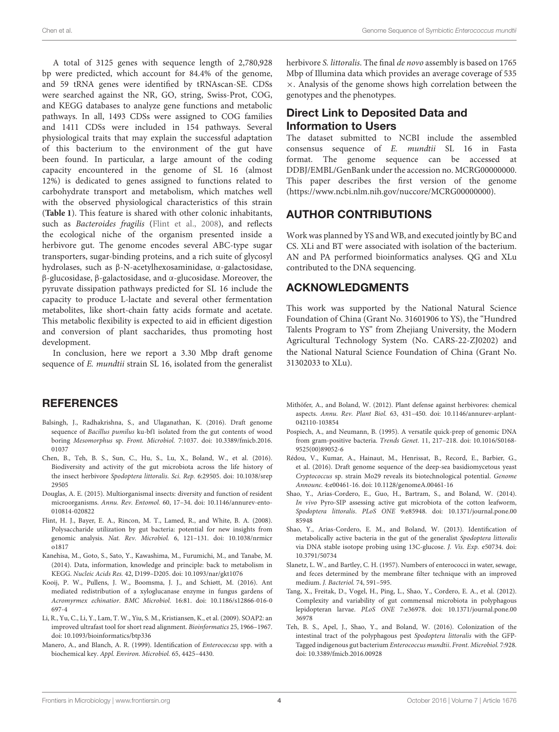A total of 3125 genes with sequence length of 2,780,928 bp were predicted, which account for 84.4% of the genome, and 59 tRNA genes were identified by tRNAscan-SE. CDSs were searched against the NR, GO, string, Swiss-Prot, COG, and KEGG databases to analyze gene functions and metabolic pathways. In all, 1493 CDSs were assigned to COG families and 1411 CDSs were included in 154 pathways. Several physiological traits that may explain the successful adaptation of this bacterium to the environment of the gut have been found. In particular, a large amount of the coding capacity encountered in the genome of SL 16 (almost 12%) is dedicated to genes assigned to functions related to carbohydrate transport and metabolism, which matches well with the observed physiological characteristics of this strain (**Table 1**). This feature is shared with other colonic inhabitants, such as *Bacteroides fragilis* (Flint et al., 2008), and reflects the ecological niche of the organism presented inside a herbivore gut. The genome encodes several ABC-type sugar transporters, sugar-binding proteins, and a rich suite of glycosyl hydrolases, such as β-N-acetylhexosaminidase, α-galactosidase, β-glucosidase, β-galactosidase, and α-glucosidase. Moreover, the pyruvate dissipation pathways predicted for SL 16 include the capacity to produce L-lactate and several other fermentation metabolites, like short-chain fatty acids formate and acetate. This metabolic flexibility is expected to aid in efficient digestion and conversion of plant saccharides, thus promoting host development.

In conclusion, here we report a 3.30 Mbp draft genome sequence of *E. mundtii* strain SL 16, isolated from the generalist herbivore *S. littoralis*. The final *de novo* assembly is based on 1765 Mbp of Illumina data which provides an average coverage of 535 ×. Analysis of the genome shows high correlation between the genotypes and the phenotypes.

## Direct Link to Deposited Data and Information to Users

The dataset submitted to NCBI include the assembled consensus sequence of *E. mundtii* SL 16 in Fasta format. The genome sequence can be accessed at DDBJ/EMBL/GenBank under the accession no. MCRG00000000. This paper describes the first version of the genome (https://www.ncbi.nlm.nih.gov/nuccore/MCRG00000000).

## AUTHOR CONTRIBUTIONS

Work was planned by YS and WB, and executed jointly by BC and CS. XLi and BT were associated with isolation of the bacterium. AN and PA performed bioinformatics analyses. QG and XLu contributed to the DNA sequencing.

## ACKNOWLEDGMENTS

This work was supported by the National Natural Science Foundation of China (Grant No. 31601906 to YS), the "Hundred Talents Program to YS" from Zhejiang University, the Modern Agricultural Technology System (No. CARS-22-ZJ0202) and the National Natural Science Foundation of China (Grant No. 31302033 to XLu).

## REFERENCES

Balsingh, J., Radhakrishna, S., and Ulaganathan, K. (2016). Draft genome sequence of *Bacillus pumilus* ku-bf1 isolated from the gut contents of wood boring *Mesomorphus* sp. *Front. Microbiol.* 7:1037. doi: 10.3389/fmicb.2016.01037

Chen, B., Teh, B. S., Sun, C., Hu, S., Lu, X., Boland, W., et al. (2016). Biodiversity and activity of the gut microbiota across the life history of the insect herbivore *Spodoptera littoralis*. *Sci. Rep.* 6:29505. doi: 10.1038/srep29505

Douglas, A. E. (2015). Multiorganismal insects: diversity and function of resident microorganisms. *Annu. Rev. Entomol.* 60, 17–34. doi: 10.1146/annurev-ento-010814-020822

Flint, H. J., Bayer, E. A., Rincon, M. T., Lamed, R., and White, B. A. (2008). Polysaccharide utilization by gut bacteria: potential for new insights from genomic analysis. *Nat. Rev. Microbiol.* 6, 121–131. doi: 10.1038/nrmicro1817

Kanehisa, M., Goto, S., Sato, Y., Kawashima, M., Furumichi, M., and Tanabe, M. (2014). Data, information, knowledge and principle: back to metabolism in KEGG. *Nucleic Acids Res.* 42, D199–D205. doi: 10.1093/nar/gkt1076

Kooij, P. W., Pullens, J. W., Boomsma, J. J., and Schiøtt, M. (2016). Ant mediated redistribution of a xyloglucanase enzyme in fungus gardens of *Acromyrmex echinatior*. *BMC Microbiol.* 16:81. doi: 10.1186/s12866-016-0697-4

Li, R., Yu, C., Li, Y., Lam, T. W., Yiu, S. M., Kristiansen, K., et al. (2009). SOAP2: an improved ultrafast tool for short read alignment. *Bioinformatics* 25, 1966–1967. doi: 10.1093/bioinformatics/btp336

Manero, A., and Blanch, A. R. (1999). Identification of *Enterococcus* spp. with a biochemical key. *Appl. Environ. Microbiol.* 65, 4425–4430.

Mithöfer, A., and Boland, W. (2012). Plant defense against herbivores: chemical aspects. *Annu. Rev. Plant Biol.* 63, 431–450. doi: 10.1146/annurev-arplant-042110-103854

Pospiech, A., and Neumann, B. (1995). A versatile quick-prep of genomic DNA from gram-positive bacteria. *Trends Genet.* 11, 217–218. doi: 10.1016/S0168-9525(00)89052-6

Rédou, V., Kumar, A., Hainaut, M., Henrissat, B., Record, E., Barbier, G., et al. (2016). Draft genome sequence of the deep-sea basidiomycetous yeast *Cryptococcus* sp. strain Mo29 reveals its biotechnological potential. *Genome Announc.* 4:e00461-16. doi: 10.1128/genomeA.00461-16

Shao, Y., Arias-Cordero, E., Guo, H., Bartram, S., and Boland, W. (2014). *In vivo* Pyro-SIP assessing active gut microbiota of the cotton leafworm, *Spodoptera littoralis*. *PLoS ONE* 9:e85948. doi: 10.1371/journal.pone.0085948

Shao, Y., Arias-Cordero, E. M., and Boland, W. (2013). Identification of metabolically active bacteria in the gut of the generalist *Spodoptera littoralis* via DNA stable isotope probing using 13C-glucose. *J. Vis. Exp.* e50734. doi: 10.3791/50734

Slanetz, L. W., and Bartley, C. H. (1957). Numbers of enterococci in water, sewage, and feces determined by the membrane filter technique with an improved medium. *J. Bacteriol.* 74, 591–595.

Tang, X., Freitak, D., Vogel, H., Ping, L., Shao, Y., Cordero, E. A., et al. (2012). Complexity and variability of gut commensal microbiota in polyphagous lepidopteran larvae. *PLoS ONE* 7:e36978. doi: 10.1371/journal.pone.0036978

Teh, B. S., Apel, J., Shao, Y., and Boland, W. (2016). Colonization of the intestinal tract of the polyphagous pest *Spodoptera littoralis* with the GFP-Tagged indigenous gut bacterium *Enterococcus mundtii*. *Front. Microbiol.* 7:928. doi: 10.3389/fmicb.2016.00928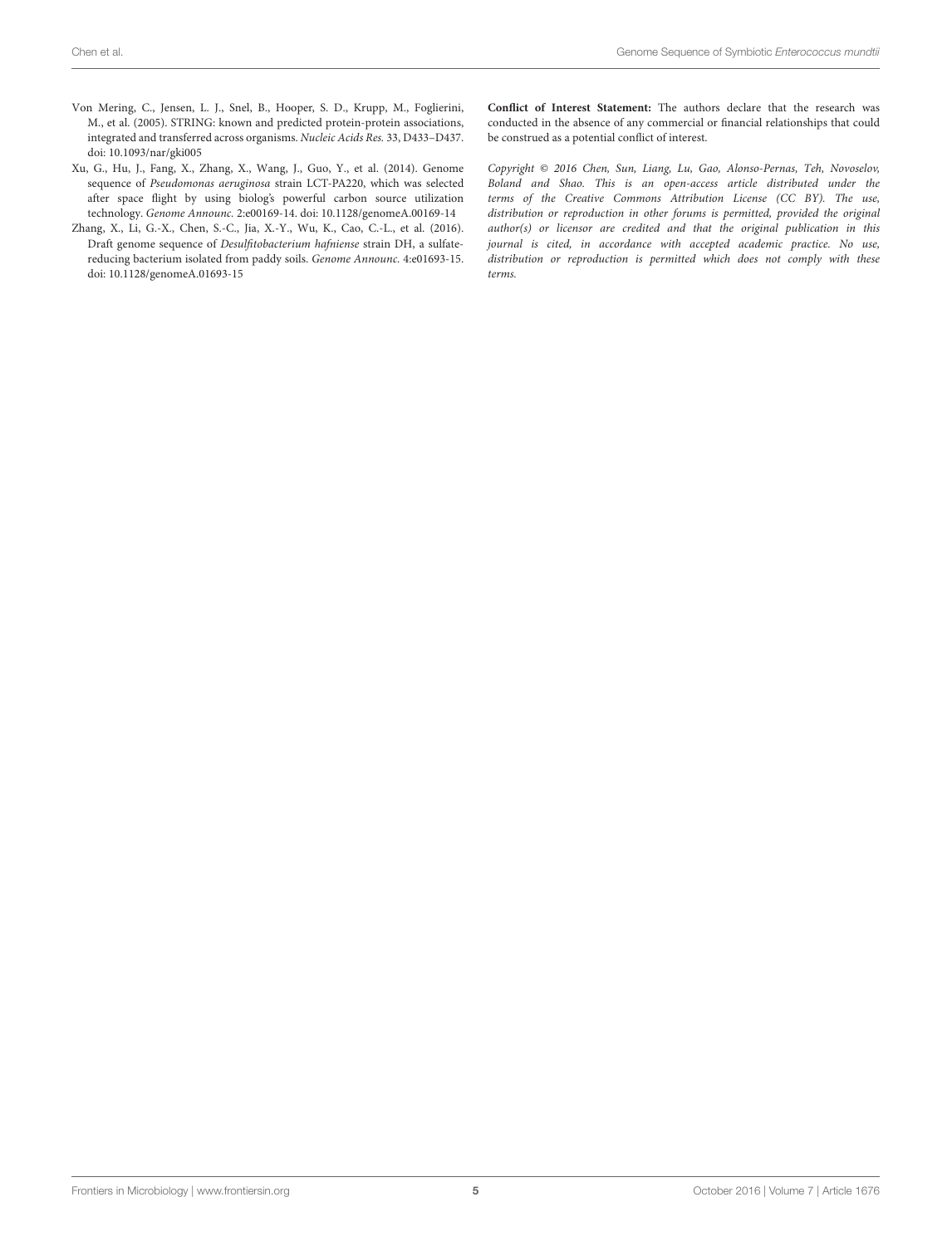Von Mering, C., Jensen, L. J., Snel, B., Hooper, S. D., Krupp, M., Foglierini, M., et al. (2005). STRING: known and predicted protein-protein associations, integrated and transferred across organisms. *Nucleic Acids Res.* 33, D433–D437. doi: 10.1093/nar/gki005

Xu, G., Hu, J., Fang, X., Zhang, X., Wang, J., Guo, Y., et al. (2014). Genome sequence of *Pseudomonas aeruginosa* strain LCT-PA220, which was selected after space flight by using biolog's powerful carbon source utilization technology. *Genome Announc.* 2:e00169-14. doi: 10.1128/genomeA.00169-14

Zhang, X., Li, G.-X., Chen, S.-C., Jia, X.-Y., Wu, K., Cao, C.-L., et al. (2016). Draft genome sequence of *Desulfitobacterium hafniense* strain DH, a sulfate-reducing bacterium isolated from paddy soils. *Genome Announc.* 4:e01693-15. doi: 10.1128/genomeA.01693-15

**Conflict of Interest Statement:** The authors declare that the research was conducted in the absence of any commercial or financial relationships that could be construed as a potential conflict of interest.

*Copyright © 2016 Chen, Sun, Liang, Lu, Gao, Alonso-Pernas, Teh, Novoselov, Boland and Shao. This is an open-access article distributed under the terms of the Creative Commons Attribution License (CC BY). The use, distribution or reproduction in other forums is permitted, provided the original author(s) or licensor are credited and that the original publication in this journal is cited, in accordance with accepted academic practice. No use, distribution or reproduction is permitted which does not comply with these terms.*